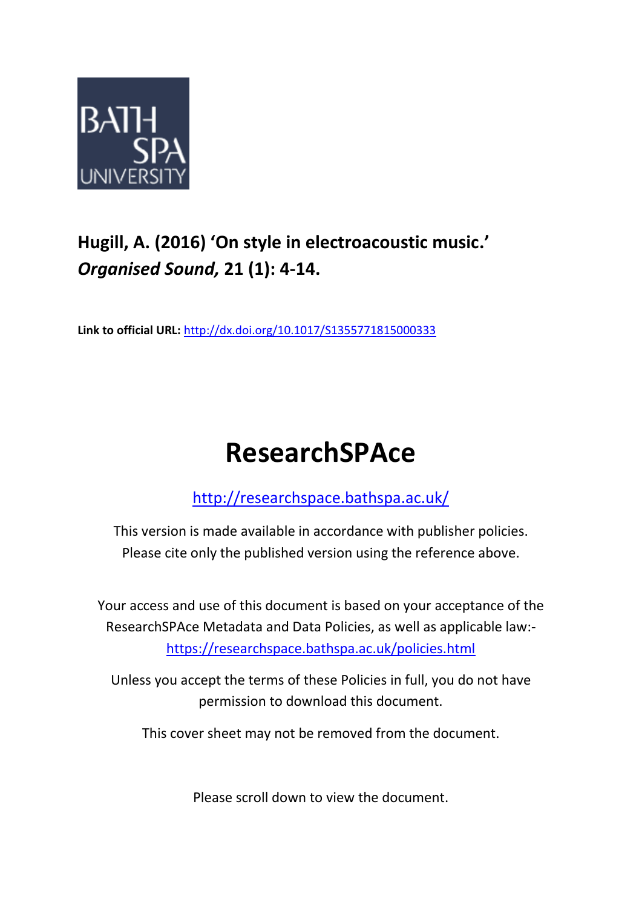BATH SPA UNIVERSITY

**Hugill, A. (2016) 'On style in electroacoustic music.' *Organised Sound,* 21 (1): 4-14.**

**Link to official URL:** http://dx.doi.org/10.1017/S1355771815000333

# ResearchSPAce

http://researchspace.bathspa.ac.uk/

This version is made available in accordance with publisher policies. Please cite only the published version using the reference above.

Your access and use of this document is based on your acceptance of the ResearchSPAce Metadata and Data Policies, as well as applicable law:- https://researchspace.bathspa.ac.uk/policies.html

Unless you accept the terms of these Policies in full, you do not have permission to download this document.

This cover sheet may not be removed from the document.

Please scroll down to view the document.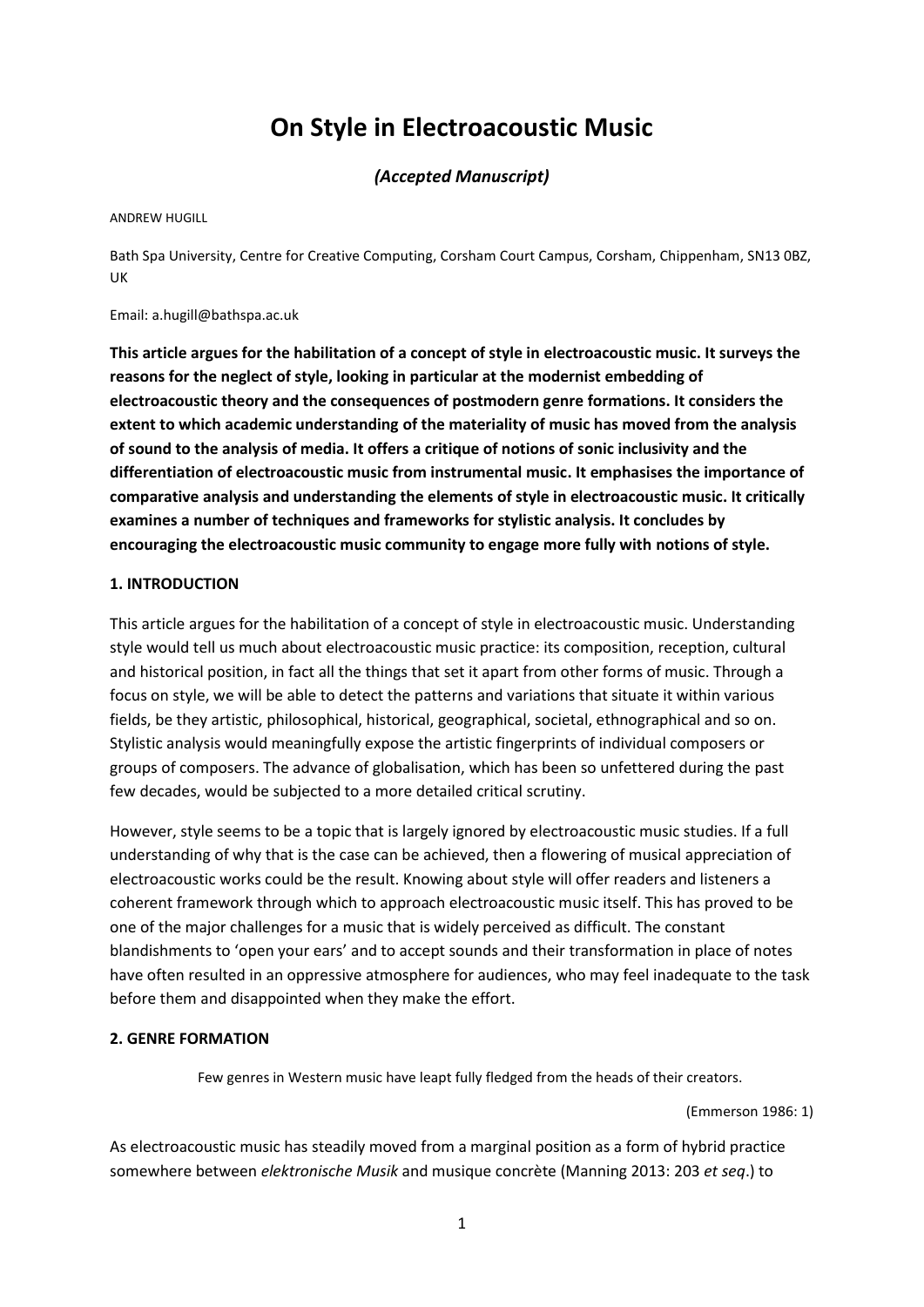# On Style in Electroacoustic Music

***(Accepted Manuscript)***

ANDREW HUGILL

Bath Spa University, Centre for Creative Computing, Corsham Court Campus, Corsham, Chippenham, SN13 0BZ, UK

Email: a.hugill@bathspa.ac.uk

**This article argues for the habilitation of a concept of style in electroacoustic music. It surveys the reasons for the neglect of style, looking in particular at the modernist embedding of electroacoustic theory and the consequences of postmodern genre formations. It considers the extent to which academic understanding of the materiality of music has moved from the analysis of sound to the analysis of media. It offers a critique of notions of sonic inclusivity and the differentiation of electroacoustic music from instrumental music. It emphasises the importance of comparative analysis and understanding the elements of style in electroacoustic music. It critically examines a number of techniques and frameworks for stylistic analysis. It concludes by encouraging the electroacoustic music community to engage more fully with notions of style.**

## 1. INTRODUCTION

This article argues for the habilitation of a concept of style in electroacoustic music. Understanding style would tell us much about electroacoustic music practice: its composition, reception, cultural and historical position, in fact all the things that set it apart from other forms of music. Through a focus on style, we will be able to detect the patterns and variations that situate it within various fields, be they artistic, philosophical, historical, geographical, societal, ethnographical and so on. Stylistic analysis would meaningfully expose the artistic fingerprints of individual composers or groups of composers. The advance of globalisation, which has been so unfettered during the past few decades, would be subjected to a more detailed critical scrutiny.

However, style seems to be a topic that is largely ignored by electroacoustic music studies. If a full understanding of why that is the case can be achieved, then a flowering of musical appreciation of electroacoustic works could be the result. Knowing about style will offer readers and listeners a coherent framework through which to approach electroacoustic music itself. This has proved to be one of the major challenges for a music that is widely perceived as difficult. The constant blandishments to 'open your ears' and to accept sounds and their transformation in place of notes have often resulted in an oppressive atmosphere for audiences, who may feel inadequate to the task before them and disappointed when they make the effort.

## 2. GENRE FORMATION

> Few genres in Western music have leapt fully fledged from the heads of their creators.
>
> (Emmerson 1986: 1)

As electroacoustic music has steadily moved from a marginal position as a form of hybrid practice somewhere between *elektronische Musik* and musique concrète (Manning 2013: 203 *et seq*.) to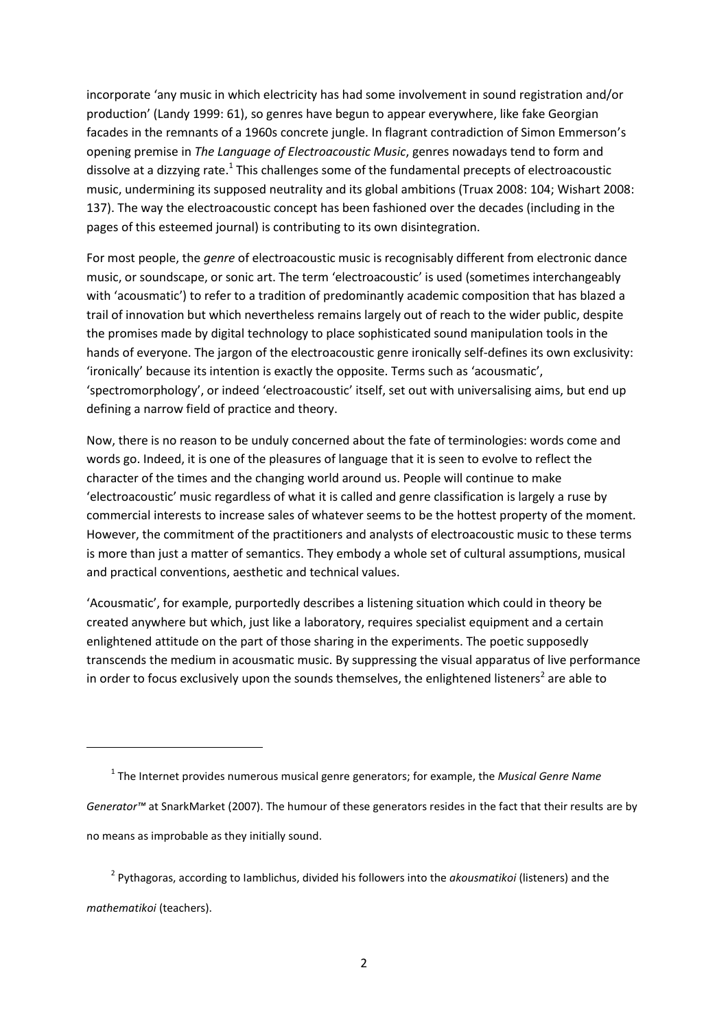incorporate 'any music in which electricity has had some involvement in sound registration and/or production' (Landy 1999: 61), so genres have begun to appear everywhere, like fake Georgian facades in the remnants of a 1960s concrete jungle. In flagrant contradiction of Simon Emmerson's opening premise in *The Language of Electroacoustic Music*, genres nowadays tend to form and dissolve at a dizzying rate.[1] This challenges some of the fundamental precepts of electroacoustic music, undermining its supposed neutrality and its global ambitions (Truax 2008: 104; Wishart 2008: 137). The way the electroacoustic concept has been fashioned over the decades (including in the pages of this esteemed journal) is contributing to its own disintegration.

For most people, the *genre* of electroacoustic music is recognisably different from electronic dance music, or soundscape, or sonic art. The term 'electroacoustic' is used (sometimes interchangeably with 'acousmatic') to refer to a tradition of predominantly academic composition that has blazed a trail of innovation but which nevertheless remains largely out of reach to the wider public, despite the promises made by digital technology to place sophisticated sound manipulation tools in the hands of everyone. The jargon of the electroacoustic genre ironically self-defines its own exclusivity: 'ironically' because its intention is exactly the opposite. Terms such as 'acousmatic', 'spectromorphology', or indeed 'electroacoustic' itself, set out with universalising aims, but end up defining a narrow field of practice and theory.

Now, there is no reason to be unduly concerned about the fate of terminologies: words come and words go. Indeed, it is one of the pleasures of language that it is seen to evolve to reflect the character of the times and the changing world around us. People will continue to make 'electroacoustic' music regardless of what it is called and genre classification is largely a ruse by commercial interests to increase sales of whatever seems to be the hottest property of the moment. However, the commitment of the practitioners and analysts of electroacoustic music to these terms is more than just a matter of semantics. They embody a whole set of cultural assumptions, musical and practical conventions, aesthetic and technical values.

'Acousmatic', for example, purportedly describes a listening situation which could in theory be created anywhere but which, just like a laboratory, requires specialist equipment and a certain enlightened attitude on the part of those sharing in the experiments. The poetic supposedly transcends the medium in acousmatic music. By suppressing the visual apparatus of live performance in order to focus exclusively upon the sounds themselves, the enlightened listeners[2] are able to

---

[1] The Internet provides numerous musical genre generators; for example, the *Musical Genre Name Generator™* at SnarkMarket (2007). The humour of these generators resides in the fact that their results are by no means as improbable as they initially sound.

[2] Pythagoras, according to Iamblichus, divided his followers into the *akousmatikoi* (listeners) and the *mathematikoi* (teachers).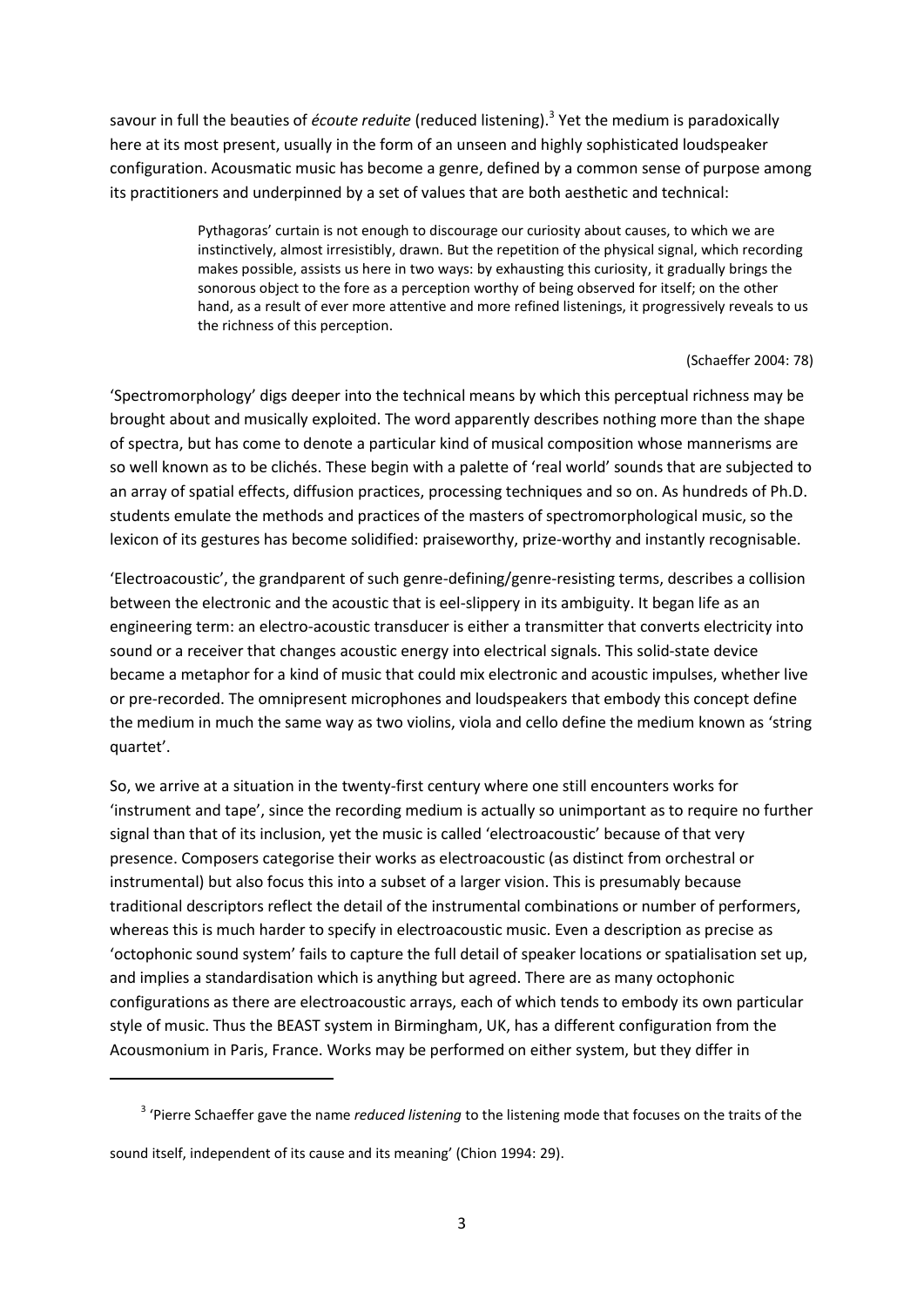savour in full the beauties of *écoute reduite* (reduced listening).[3] Yet the medium is paradoxically here at its most present, usually in the form of an unseen and highly sophisticated loudspeaker configuration. Acousmatic music has become a genre, defined by a common sense of purpose among its practitioners and underpinned by a set of values that are both aesthetic and technical:

> Pythagoras' curtain is not enough to discourage our curiosity about causes, to which we are instinctively, almost irresistibly, drawn. But the repetition of the physical signal, which recording makes possible, assists us here in two ways: by exhausting this curiosity, it gradually brings the sonorous object to the fore as a perception worthy of being observed for itself; on the other hand, as a result of ever more attentive and more refined listenings, it progressively reveals to us the richness of this perception.
>
> (Schaeffer 2004: 78)

'Spectromorphology' digs deeper into the technical means by which this perceptual richness may be brought about and musically exploited. The word apparently describes nothing more than the shape of spectra, but has come to denote a particular kind of musical composition whose mannerisms are so well known as to be clichés. These begin with a palette of 'real world' sounds that are subjected to an array of spatial effects, diffusion practices, processing techniques and so on. As hundreds of Ph.D. students emulate the methods and practices of the masters of spectromorphological music, so the lexicon of its gestures has become solidified: praiseworthy, prize-worthy and instantly recognisable.

'Electroacoustic', the grandparent of such genre-defining/genre-resisting terms, describes a collision between the electronic and the acoustic that is eel-slippery in its ambiguity. It began life as an engineering term: an electro-acoustic transducer is either a transmitter that converts electricity into sound or a receiver that changes acoustic energy into electrical signals. This solid-state device became a metaphor for a kind of music that could mix electronic and acoustic impulses, whether live or pre-recorded. The omnipresent microphones and loudspeakers that embody this concept define the medium in much the same way as two violins, viola and cello define the medium known as 'string quartet'.

So, we arrive at a situation in the twenty-first century where one still encounters works for 'instrument and tape', since the recording medium is actually so unimportant as to require no further signal than that of its inclusion, yet the music is called 'electroacoustic' because of that very presence. Composers categorise their works as electroacoustic (as distinct from orchestral or instrumental) but also focus this into a subset of a larger vision. This is presumably because traditional descriptors reflect the detail of the instrumental combinations or number of performers, whereas this is much harder to specify in electroacoustic music. Even a description as precise as 'octophonic sound system' fails to capture the full detail of speaker locations or spatialisation set up, and implies a standardisation which is anything but agreed. There are as many octophonic configurations as there are electroacoustic arrays, each of which tends to embody its own particular style of music. Thus the BEAST system in Birmingham, UK, has a different configuration from the Acousmonium in Paris, France. Works may be performed on either system, but they differ in

[3] 'Pierre Schaeffer gave the name *reduced listening* to the listening mode that focuses on the traits of the sound itself, independent of its cause and its meaning' (Chion 1994: 29).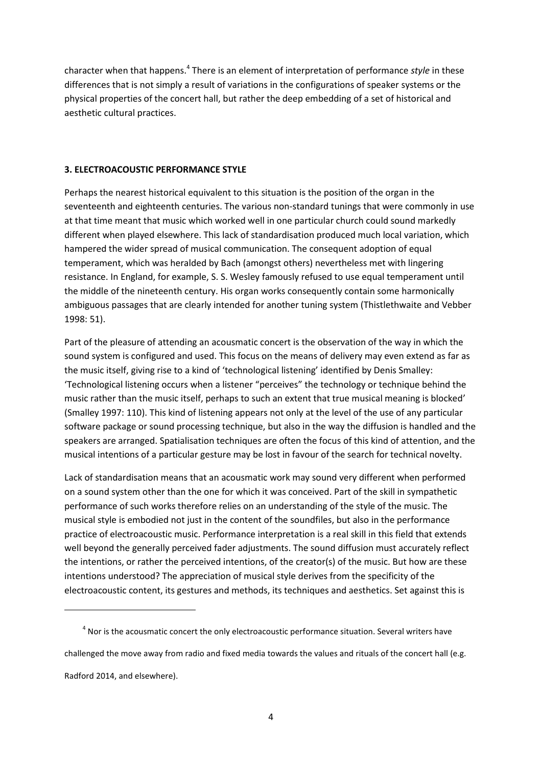character when that happens.[4] There is an element of interpretation of performance *style* in these differences that is not simply a result of variations in the configurations of speaker systems or the physical properties of the concert hall, but rather the deep embedding of a set of historical and aesthetic cultural practices.

## 3. ELECTROACOUSTIC PERFORMANCE STYLE

Perhaps the nearest historical equivalent to this situation is the position of the organ in the seventeenth and eighteenth centuries. The various non-standard tunings that were commonly in use at that time meant that music which worked well in one particular church could sound markedly different when played elsewhere. This lack of standardisation produced much local variation, which hampered the wider spread of musical communication. The consequent adoption of equal temperament, which was heralded by Bach (amongst others) nevertheless met with lingering resistance. In England, for example, S. S. Wesley famously refused to use equal temperament until the middle of the nineteenth century. His organ works consequently contain some harmonically ambiguous passages that are clearly intended for another tuning system (Thistlethwaite and Vebber 1998: 51).

Part of the pleasure of attending an acousmatic concert is the observation of the way in which the sound system is configured and used. This focus on the means of delivery may even extend as far as the music itself, giving rise to a kind of 'technological listening' identified by Denis Smalley: 'Technological listening occurs when a listener "perceives" the technology or technique behind the music rather than the music itself, perhaps to such an extent that true musical meaning is blocked' (Smalley 1997: 110). This kind of listening appears not only at the level of the use of any particular software package or sound processing technique, but also in the way the diffusion is handled and the speakers are arranged. Spatialisation techniques are often the focus of this kind of attention, and the musical intentions of a particular gesture may be lost in favour of the search for technical novelty.

Lack of standardisation means that an acousmatic work may sound very different when performed on a sound system other than the one for which it was conceived. Part of the skill in sympathetic performance of such works therefore relies on an understanding of the style of the music. The musical style is embodied not just in the content of the soundfiles, but also in the performance practice of electroacoustic music. Performance interpretation is a real skill in this field that extends well beyond the generally perceived fader adjustments. The sound diffusion must accurately reflect the intentions, or rather the perceived intentions, of the creator(s) of the music. But how are these intentions understood? The appreciation of musical style derives from the specificity of the electroacoustic content, its gestures and methods, its techniques and aesthetics. Set against this is

[4] Nor is the acousmatic concert the only electroacoustic performance situation. Several writers have challenged the move away from radio and fixed media towards the values and rituals of the concert hall (e.g. Radford 2014, and elsewhere).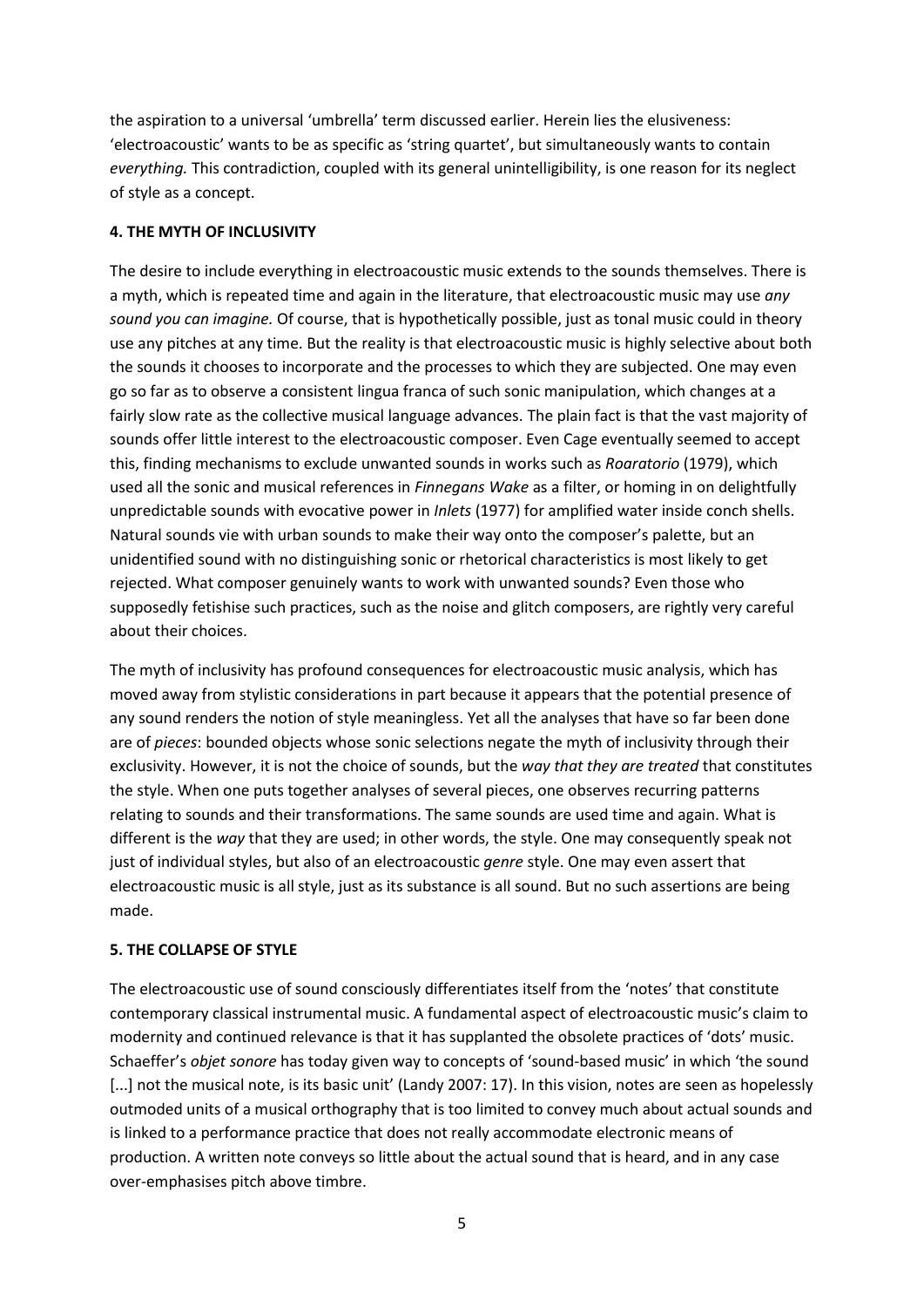the aspiration to a universal 'umbrella' term discussed earlier. Herein lies the elusiveness: 'electroacoustic' wants to be as specific as 'string quartet', but simultaneously wants to contain *everything.* This contradiction, coupled with its general unintelligibility, is one reason for its neglect of style as a concept.

## 4. THE MYTH OF INCLUSIVITY

The desire to include everything in electroacoustic music extends to the sounds themselves. There is a myth, which is repeated time and again in the literature, that electroacoustic music may use *any sound you can imagine.* Of course, that is hypothetically possible, just as tonal music could in theory use any pitches at any time. But the reality is that electroacoustic music is highly selective about both the sounds it chooses to incorporate and the processes to which they are subjected. One may even go so far as to observe a consistent lingua franca of such sonic manipulation, which changes at a fairly slow rate as the collective musical language advances. The plain fact is that the vast majority of sounds offer little interest to the electroacoustic composer. Even Cage eventually seemed to accept this, finding mechanisms to exclude unwanted sounds in works such as *Roaratorio* (1979), which used all the sonic and musical references in *Finnegans Wake* as a filter, or homing in on delightfully unpredictable sounds with evocative power in *Inlets* (1977) for amplified water inside conch shells. Natural sounds vie with urban sounds to make their way onto the composer's palette, but an unidentified sound with no distinguishing sonic or rhetorical characteristics is most likely to get rejected. What composer genuinely wants to work with unwanted sounds? Even those who supposedly fetishise such practices, such as the noise and glitch composers, are rightly very careful about their choices.

The myth of inclusivity has profound consequences for electroacoustic music analysis, which has moved away from stylistic considerations in part because it appears that the potential presence of any sound renders the notion of style meaningless. Yet all the analyses that have so far been done are of *pieces*: bounded objects whose sonic selections negate the myth of inclusivity through their exclusivity. However, it is not the choice of sounds, but the *way that they are treated* that constitutes the style. When one puts together analyses of several pieces, one observes recurring patterns relating to sounds and their transformations. The same sounds are used time and again. What is different is the *way* that they are used; in other words, the style. One may consequently speak not just of individual styles, but also of an electroacoustic *genre* style. One may even assert that electroacoustic music is all style, just as its substance is all sound. But no such assertions are being made.

## 5. THE COLLAPSE OF STYLE

The electroacoustic use of sound consciously differentiates itself from the 'notes' that constitute contemporary classical instrumental music. A fundamental aspect of electroacoustic music's claim to modernity and continued relevance is that it has supplanted the obsolete practices of 'dots' music. Schaeffer's *objet sonore* has today given way to concepts of 'sound-based music' in which 'the sound [...] not the musical note, is its basic unit' (Landy 2007: 17). In this vision, notes are seen as hopelessly outmoded units of a musical orthography that is too limited to convey much about actual sounds and is linked to a performance practice that does not really accommodate electronic means of production. A written note conveys so little about the actual sound that is heard, and in any case over-emphasises pitch above timbre.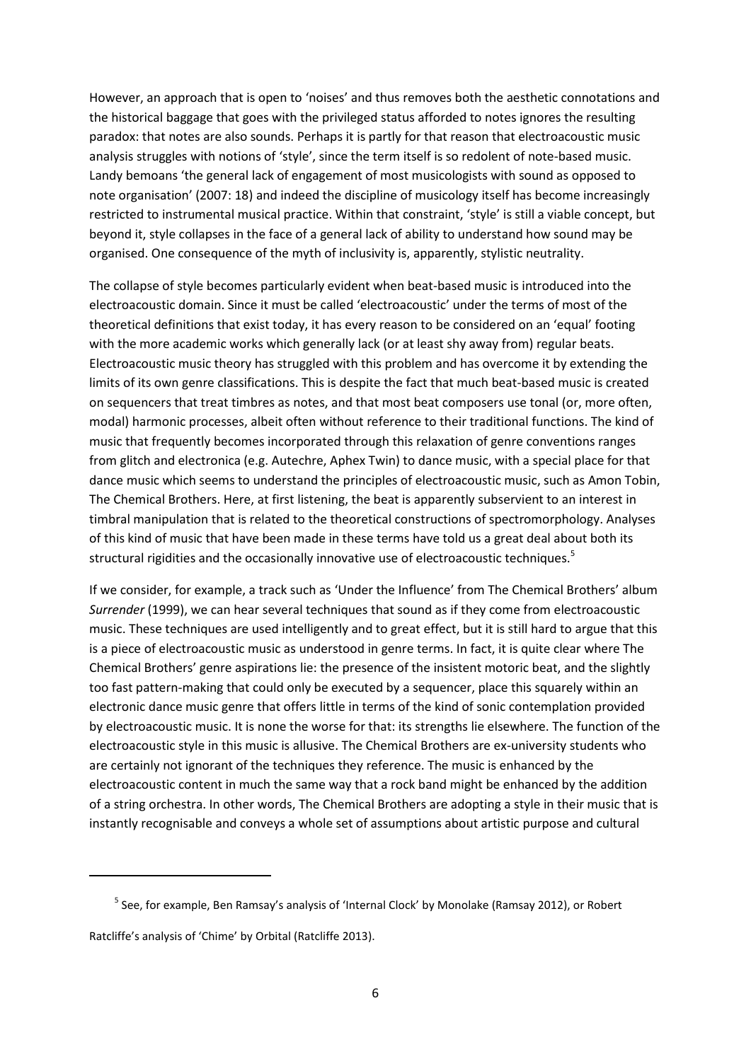However, an approach that is open to 'noises' and thus removes both the aesthetic connotations and the historical baggage that goes with the privileged status afforded to notes ignores the resulting paradox: that notes are also sounds. Perhaps it is partly for that reason that electroacoustic music analysis struggles with notions of 'style', since the term itself is so redolent of note-based music. Landy bemoans 'the general lack of engagement of most musicologists with sound as opposed to note organisation' (2007: 18) and indeed the discipline of musicology itself has become increasingly restricted to instrumental musical practice. Within that constraint, 'style' is still a viable concept, but beyond it, style collapses in the face of a general lack of ability to understand how sound may be organised. One consequence of the myth of inclusivity is, apparently, stylistic neutrality.

The collapse of style becomes particularly evident when beat-based music is introduced into the electroacoustic domain. Since it must be called 'electroacoustic' under the terms of most of the theoretical definitions that exist today, it has every reason to be considered on an 'equal' footing with the more academic works which generally lack (or at least shy away from) regular beats. Electroacoustic music theory has struggled with this problem and has overcome it by extending the limits of its own genre classifications. This is despite the fact that much beat-based music is created on sequencers that treat timbres as notes, and that most beat composers use tonal (or, more often, modal) harmonic processes, albeit often without reference to their traditional functions. The kind of music that frequently becomes incorporated through this relaxation of genre conventions ranges from glitch and electronica (e.g. Autechre, Aphex Twin) to dance music, with a special place for that dance music which seems to understand the principles of electroacoustic music, such as Amon Tobin, The Chemical Brothers. Here, at first listening, the beat is apparently subservient to an interest in timbral manipulation that is related to the theoretical constructions of spectromorphology. Analyses of this kind of music that have been made in these terms have told us a great deal about both its structural rigidities and the occasionally innovative use of electroacoustic techniques.[5]

If we consider, for example, a track such as 'Under the Influence' from The Chemical Brothers' album *Surrender* (1999), we can hear several techniques that sound as if they come from electroacoustic music. These techniques are used intelligently and to great effect, but it is still hard to argue that this is a piece of electroacoustic music as understood in genre terms. In fact, it is quite clear where The Chemical Brothers' genre aspirations lie: the presence of the insistent motoric beat, and the slightly too fast pattern-making that could only be executed by a sequencer, place this squarely within an electronic dance music genre that offers little in terms of the kind of sonic contemplation provided by electroacoustic music. It is none the worse for that: its strengths lie elsewhere. The function of the electroacoustic style in this music is allusive. The Chemical Brothers are ex-university students who are certainly not ignorant of the techniques they reference. The music is enhanced by the electroacoustic content in much the same way that a rock band might be enhanced by the addition of a string orchestra. In other words, The Chemical Brothers are adopting a style in their music that is instantly recognisable and conveys a whole set of assumptions about artistic purpose and cultural

---

[5] See, for example, Ben Ramsay's analysis of 'Internal Clock' by Monolake (Ramsay 2012), or Robert Ratcliffe's analysis of 'Chime' by Orbital (Ratcliffe 2013).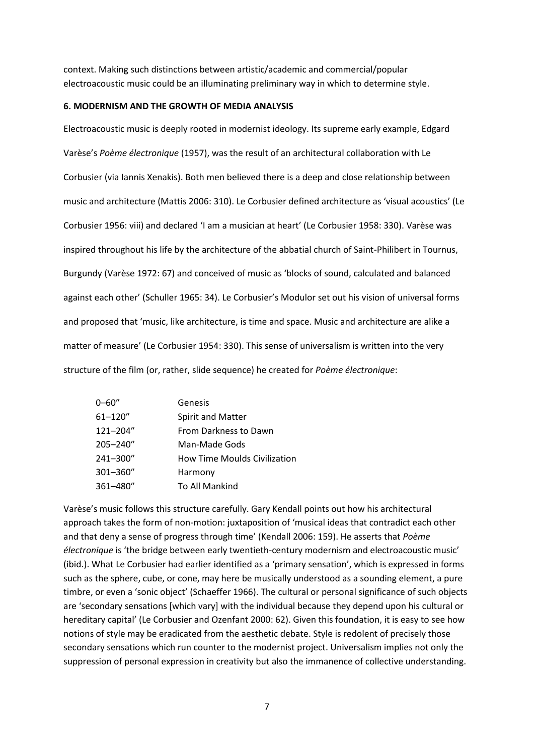context. Making such distinctions between artistic/academic and commercial/popular electroacoustic music could be an illuminating preliminary way in which to determine style.

### 6. MODERNISM AND THE GROWTH OF MEDIA ANALYSIS

Electroacoustic music is deeply rooted in modernist ideology. Its supreme early example, Edgard Varèse's *Poème électronique* (1957), was the result of an architectural collaboration with Le Corbusier (via Iannis Xenakis). Both men believed there is a deep and close relationship between music and architecture (Mattis 2006: 310). Le Corbusier defined architecture as 'visual acoustics' (Le Corbusier 1956: viii) and declared 'I am a musician at heart' (Le Corbusier 1958: 330). Varèse was inspired throughout his life by the architecture of the abbatial church of Saint-Philibert in Tournus, Burgundy (Varèse 1972: 67) and conceived of music as 'blocks of sound, calculated and balanced against each other' (Schuller 1965: 34). Le Corbusier's Modulor set out his vision of universal forms and proposed that 'music, like architecture, is time and space. Music and architecture are alike a matter of measure' (Le Corbusier 1954: 330). This sense of universalism is written into the very structure of the film (or, rather, slide sequence) he created for *Poème électronique*:

| | |
|---|---|
| 0–60″ | Genesis |
| 61–120″ | Spirit and Matter |
| 121–204″ | From Darkness to Dawn |
| 205–240″ | Man-Made Gods |
| 241–300″ | How Time Moulds Civilization |
| 301–360″ | Harmony |
| 361–480″ | To All Mankind |

Varèse's music follows this structure carefully. Gary Kendall points out how his architectural approach takes the form of non-motion: juxtaposition of 'musical ideas that contradict each other and that deny a sense of progress through time' (Kendall 2006: 159). He asserts that *Poème électronique* is 'the bridge between early twentieth-century modernism and electroacoustic music' (ibid.). What Le Corbusier had earlier identified as a 'primary sensation', which is expressed in forms such as the sphere, cube, or cone, may here be musically understood as a sounding element, a pure timbre, or even a 'sonic object' (Schaeffer 1966). The cultural or personal significance of such objects are 'secondary sensations [which vary] with the individual because they depend upon his cultural or hereditary capital' (Le Corbusier and Ozenfant 2000: 62). Given this foundation, it is easy to see how notions of style may be eradicated from the aesthetic debate. Style is redolent of precisely those secondary sensations which run counter to the modernist project. Universalism implies not only the suppression of personal expression in creativity but also the immanence of collective understanding.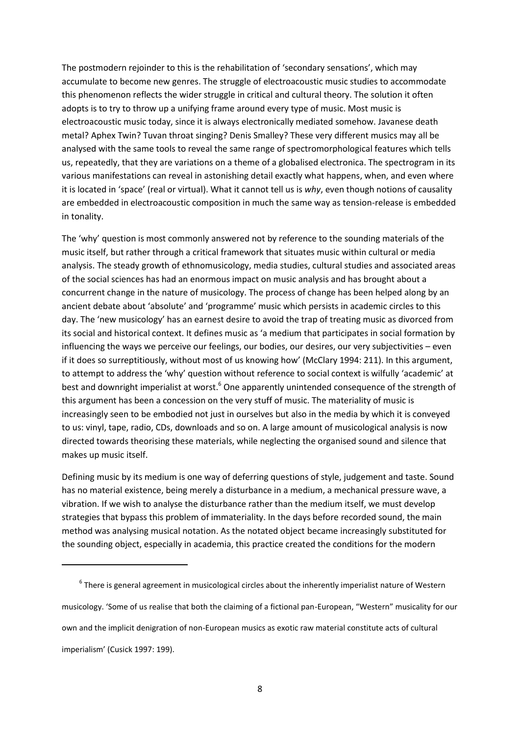The postmodern rejoinder to this is the rehabilitation of 'secondary sensations', which may accumulate to become new genres. The struggle of electroacoustic music studies to accommodate this phenomenon reflects the wider struggle in critical and cultural theory. The solution it often adopts is to try to throw up a unifying frame around every type of music. Most music is electroacoustic music today, since it is always electronically mediated somehow. Javanese death metal? Aphex Twin? Tuvan throat singing? Denis Smalley? These very different musics may all be analysed with the same tools to reveal the same range of spectromorphological features which tells us, repeatedly, that they are variations on a theme of a globalised electronica. The spectrogram in its various manifestations can reveal in astonishing detail exactly what happens, when, and even where it is located in 'space' (real or virtual). What it cannot tell us is *why*, even though notions of causality are embedded in electroacoustic composition in much the same way as tension-release is embedded in tonality.

The 'why' question is most commonly answered not by reference to the sounding materials of the music itself, but rather through a critical framework that situates music within cultural or media analysis. The steady growth of ethnomusicology, media studies, cultural studies and associated areas of the social sciences has had an enormous impact on music analysis and has brought about a concurrent change in the nature of musicology. The process of change has been helped along by an ancient debate about 'absolute' and 'programme' music which persists in academic circles to this day. The 'new musicology' has an earnest desire to avoid the trap of treating music as divorced from its social and historical context. It defines music as 'a medium that participates in social formation by influencing the ways we perceive our feelings, our bodies, our desires, our very subjectivities – even if it does so surreptitiously, without most of us knowing how' (McClary 1994: 211). In this argument, to attempt to address the 'why' question without reference to social context is wilfully 'academic' at best and downright imperialist at worst.[6] One apparently unintended consequence of the strength of this argument has been a concession on the very stuff of music. The materiality of music is increasingly seen to be embodied not just in ourselves but also in the media by which it is conveyed to us: vinyl, tape, radio, CDs, downloads and so on. A large amount of musicological analysis is now directed towards theorising these materials, while neglecting the organised sound and silence that makes up music itself.

Defining music by its medium is one way of deferring questions of style, judgement and taste. Sound has no material existence, being merely a disturbance in a medium, a mechanical pressure wave, a vibration. If we wish to analyse the disturbance rather than the medium itself, we must develop strategies that bypass this problem of immateriality. In the days before recorded sound, the main method was analysing musical notation. As the notated object became increasingly substituted for the sounding object, especially in academia, this practice created the conditions for the modern

---

[6] There is general agreement in musicological circles about the inherently imperialist nature of Western musicology. 'Some of us realise that both the claiming of a fictional pan-European, "Western" musicality for our own and the implicit denigration of non-European musics as exotic raw material constitute acts of cultural imperialism' (Cusick 1997: 199).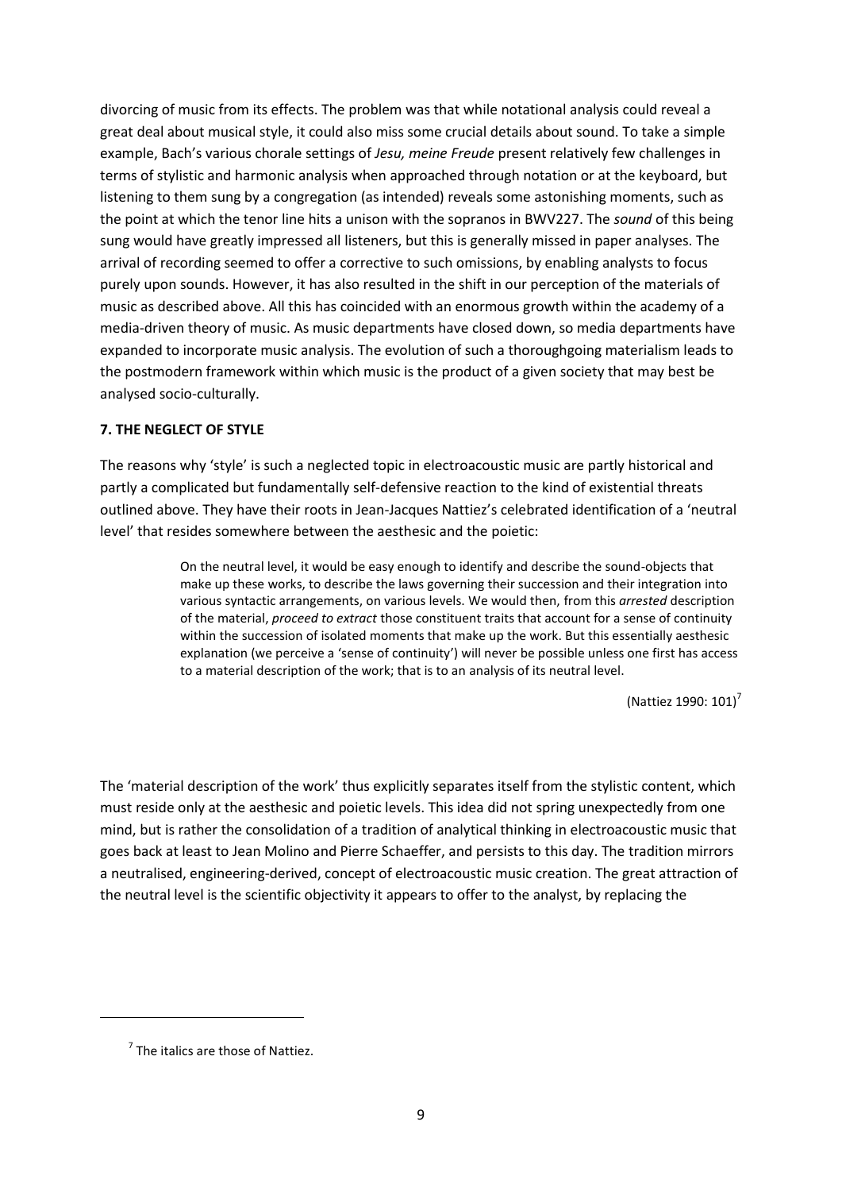divorcing of music from its effects. The problem was that while notational analysis could reveal a great deal about musical style, it could also miss some crucial details about sound. To take a simple example, Bach's various chorale settings of *Jesu, meine Freude* present relatively few challenges in terms of stylistic and harmonic analysis when approached through notation or at the keyboard, but listening to them sung by a congregation (as intended) reveals some astonishing moments, such as the point at which the tenor line hits a unison with the sopranos in BWV227. The *sound* of this being sung would have greatly impressed all listeners, but this is generally missed in paper analyses. The arrival of recording seemed to offer a corrective to such omissions, by enabling analysts to focus purely upon sounds. However, it has also resulted in the shift in our perception of the materials of music as described above. All this has coincided with an enormous growth within the academy of a media-driven theory of music. As music departments have closed down, so media departments have expanded to incorporate music analysis. The evolution of such a thoroughgoing materialism leads to the postmodern framework within which music is the product of a given society that may best be analysed socio-culturally.

### 7. THE NEGLECT OF STYLE

The reasons why 'style' is such a neglected topic in electroacoustic music are partly historical and partly a complicated but fundamentally self-defensive reaction to the kind of existential threats outlined above. They have their roots in Jean-Jacques Nattiez's celebrated identification of a 'neutral level' that resides somewhere between the aesthesic and the poietic:

> On the neutral level, it would be easy enough to identify and describe the sound-objects that make up these works, to describe the laws governing their succession and their integration into various syntactic arrangements, on various levels. We would then, from this *arrested* description of the material, *proceed to extract* those constituent traits that account for a sense of continuity within the succession of isolated moments that make up the work. But this essentially aesthesic explanation (we perceive a 'sense of continuity') will never be possible unless one first has access to a material description of the work; that is to an analysis of its neutral level.
>
> (Nattiez 1990: 101)[7]

The 'material description of the work' thus explicitly separates itself from the stylistic content, which must reside only at the aesthesic and poietic levels. This idea did not spring unexpectedly from one mind, but is rather the consolidation of a tradition of analytical thinking in electroacoustic music that goes back at least to Jean Molino and Pierre Schaeffer, and persists to this day. The tradition mirrors a neutralised, engineering-derived, concept of electroacoustic music creation. The great attraction of the neutral level is the scientific objectivity it appears to offer to the analyst, by replacing the

[7] The italics are those of Nattiez.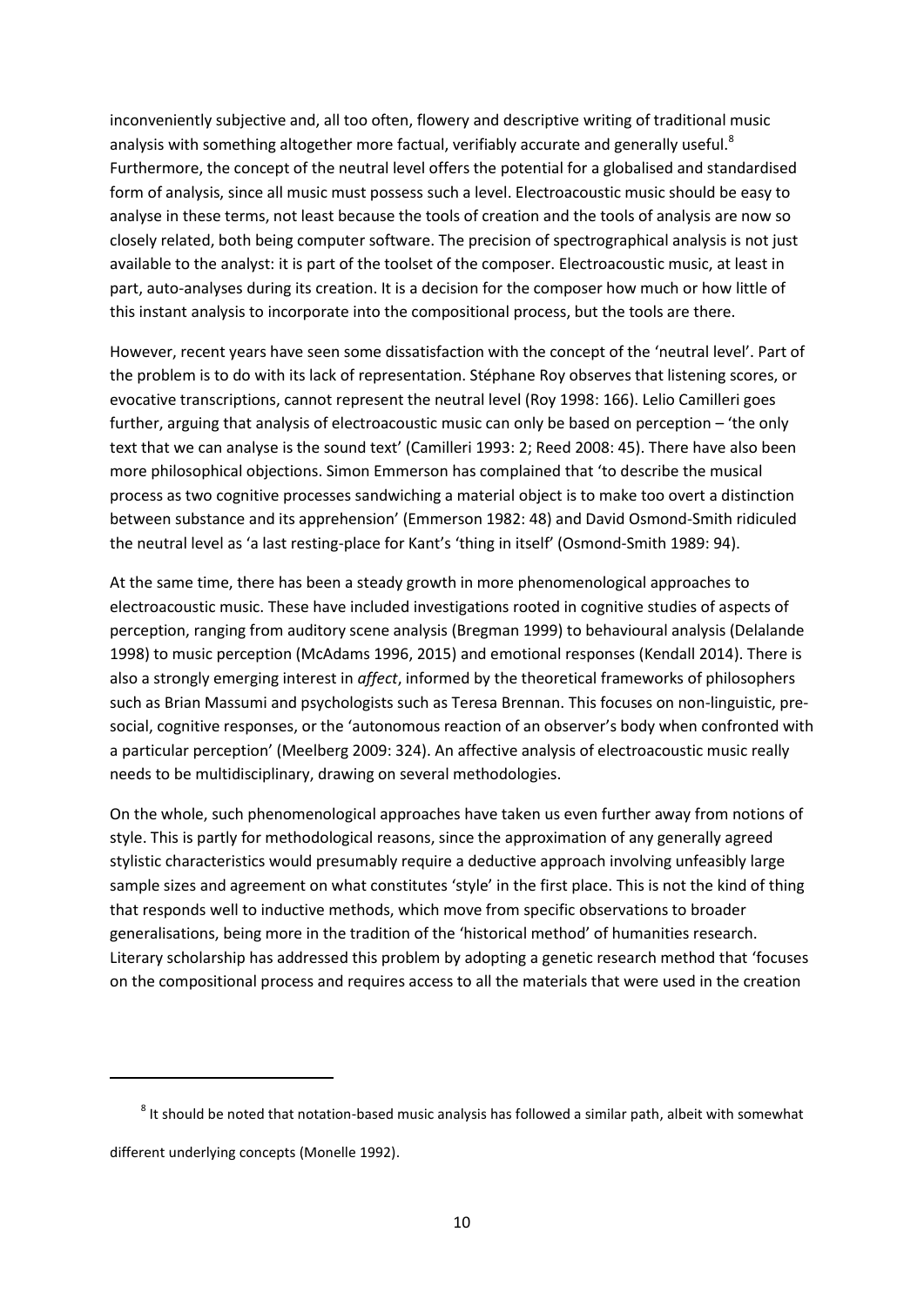inconveniently subjective and, all too often, flowery and descriptive writing of traditional music analysis with something altogether more factual, verifiably accurate and generally useful.[8] Furthermore, the concept of the neutral level offers the potential for a globalised and standardised form of analysis, since all music must possess such a level. Electroacoustic music should be easy to analyse in these terms, not least because the tools of creation and the tools of analysis are now so closely related, both being computer software. The precision of spectrographical analysis is not just available to the analyst: it is part of the toolset of the composer. Electroacoustic music, at least in part, auto-analyses during its creation. It is a decision for the composer how much or how little of this instant analysis to incorporate into the compositional process, but the tools are there.

However, recent years have seen some dissatisfaction with the concept of the 'neutral level'. Part of the problem is to do with its lack of representation. Stéphane Roy observes that listening scores, or evocative transcriptions, cannot represent the neutral level (Roy 1998: 166). Lelio Camilleri goes further, arguing that analysis of electroacoustic music can only be based on perception – 'the only text that we can analyse is the sound text' (Camilleri 1993: 2; Reed 2008: 45). There have also been more philosophical objections. Simon Emmerson has complained that 'to describe the musical process as two cognitive processes sandwiching a material object is to make too overt a distinction between substance and its apprehension' (Emmerson 1982: 48) and David Osmond-Smith ridiculed the neutral level as 'a last resting-place for Kant's 'thing in itself' (Osmond-Smith 1989: 94).

At the same time, there has been a steady growth in more phenomenological approaches to electroacoustic music. These have included investigations rooted in cognitive studies of aspects of perception, ranging from auditory scene analysis (Bregman 1999) to behavioural analysis (Delalande 1998) to music perception (McAdams 1996, 2015) and emotional responses (Kendall 2014). There is also a strongly emerging interest in *affect*, informed by the theoretical frameworks of philosophers such as Brian Massumi and psychologists such as Teresa Brennan. This focuses on non-linguistic, pre-social, cognitive responses, or the 'autonomous reaction of an observer's body when confronted with a particular perception' (Meelberg 2009: 324). An affective analysis of electroacoustic music really needs to be multidisciplinary, drawing on several methodologies.

On the whole, such phenomenological approaches have taken us even further away from notions of style. This is partly for methodological reasons, since the approximation of any generally agreed stylistic characteristics would presumably require a deductive approach involving unfeasibly large sample sizes and agreement on what constitutes 'style' in the first place. This is not the kind of thing that responds well to inductive methods, which move from specific observations to broader generalisations, being more in the tradition of the 'historical method' of humanities research. Literary scholarship has addressed this problem by adopting a genetic research method that 'focuses on the compositional process and requires access to all the materials that were used in the creation

[8] It should be noted that notation-based music analysis has followed a similar path, albeit with somewhat different underlying concepts (Monelle 1992).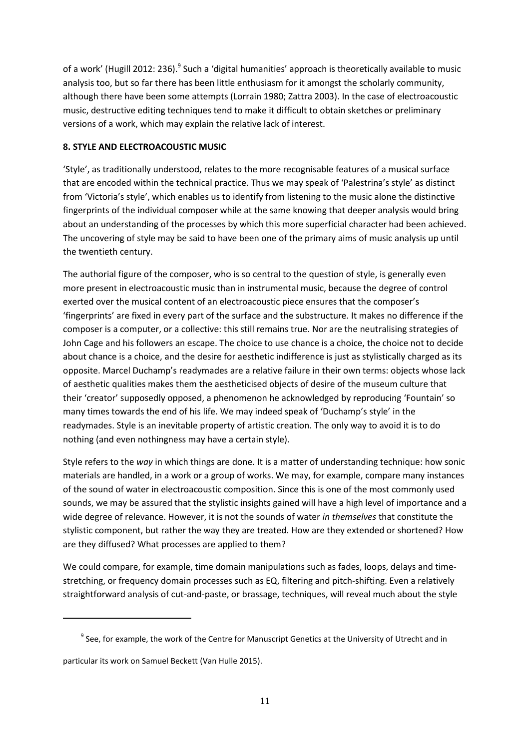of a work' (Hugill 2012: 236).[9] Such a 'digital humanities' approach is theoretically available to music analysis too, but so far there has been little enthusiasm for it amongst the scholarly community, although there have been some attempts (Lorrain 1980; Zattra 2003). In the case of electroacoustic music, destructive editing techniques tend to make it difficult to obtain sketches or preliminary versions of a work, which may explain the relative lack of interest.

## 8. STYLE AND ELECTROACOUSTIC MUSIC

'Style', as traditionally understood, relates to the more recognisable features of a musical surface that are encoded within the technical practice. Thus we may speak of 'Palestrina's style' as distinct from 'Victoria's style', which enables us to identify from listening to the music alone the distinctive fingerprints of the individual composer while at the same knowing that deeper analysis would bring about an understanding of the processes by which this more superficial character had been achieved. The uncovering of style may be said to have been one of the primary aims of music analysis up until the twentieth century.

The authorial figure of the composer, who is so central to the question of style, is generally even more present in electroacoustic music than in instrumental music, because the degree of control exerted over the musical content of an electroacoustic piece ensures that the composer's 'fingerprints' are fixed in every part of the surface and the substructure. It makes no difference if the composer is a computer, or a collective: this still remains true. Nor are the neutralising strategies of John Cage and his followers an escape. The choice to use chance is a choice, the choice not to decide about chance is a choice, and the desire for aesthetic indifference is just as stylistically charged as its opposite. Marcel Duchamp's readymades are a relative failure in their own terms: objects whose lack of aesthetic qualities makes them the aestheticised objects of desire of the museum culture that their 'creator' supposedly opposed, a phenomenon he acknowledged by reproducing 'Fountain' so many times towards the end of his life. We may indeed speak of 'Duchamp's style' in the readymades. Style is an inevitable property of artistic creation. The only way to avoid it is to do nothing (and even nothingness may have a certain style).

Style refers to the *way* in which things are done. It is a matter of understanding technique: how sonic materials are handled, in a work or a group of works. We may, for example, compare many instances of the sound of water in electroacoustic composition. Since this is one of the most commonly used sounds, we may be assured that the stylistic insights gained will have a high level of importance and a wide degree of relevance. However, it is not the sounds of water *in themselves* that constitute the stylistic component, but rather the way they are treated. How are they extended or shortened? How are they diffused? What processes are applied to them?

We could compare, for example, time domain manipulations such as fades, loops, delays and time-stretching, or frequency domain processes such as EQ, filtering and pitch-shifting. Even a relatively straightforward analysis of cut-and-paste, or brassage, techniques, will reveal much about the style

---

[9] See, for example, the work of the Centre for Manuscript Genetics at the University of Utrecht and in particular its work on Samuel Beckett (Van Hulle 2015).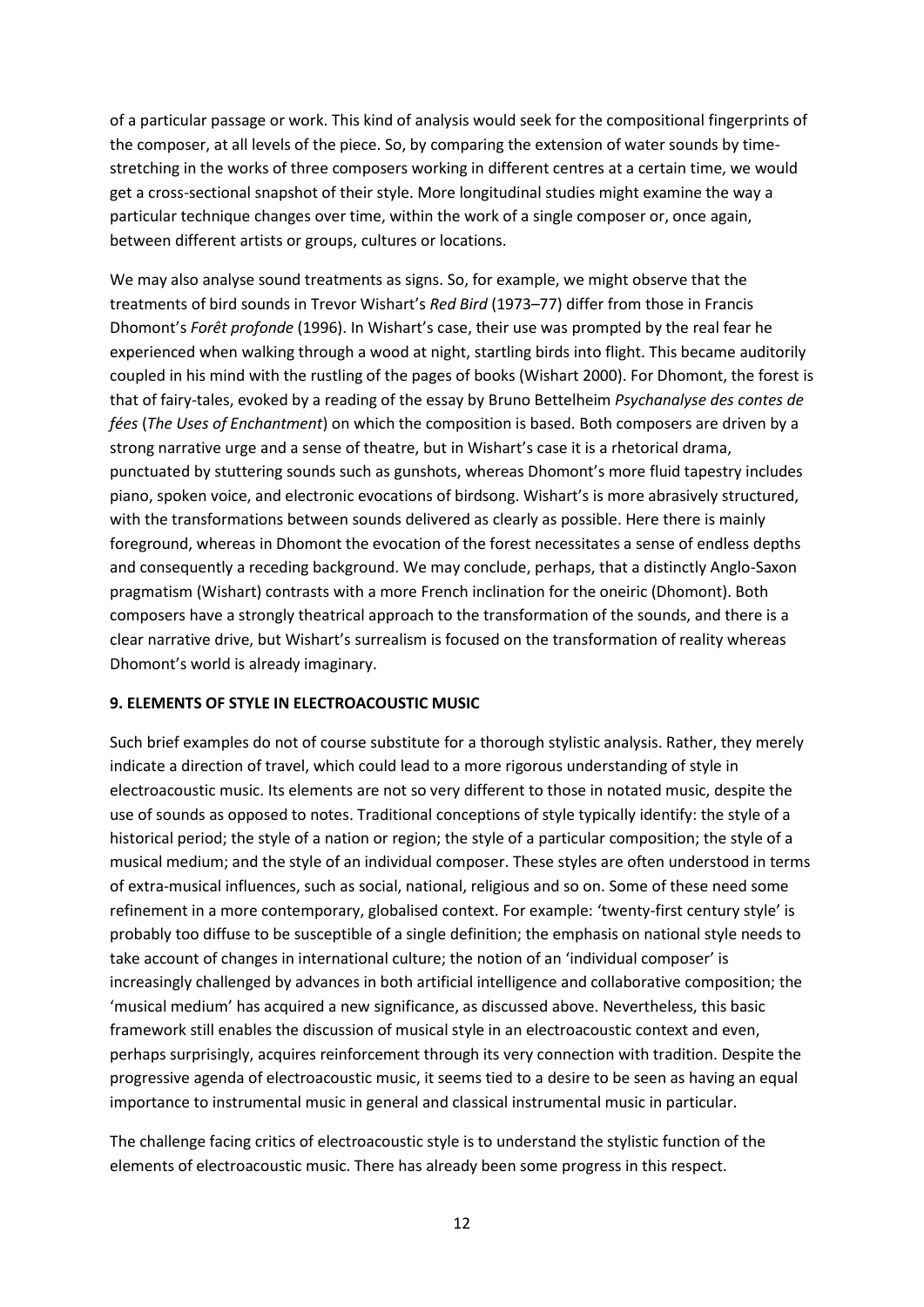of a particular passage or work. This kind of analysis would seek for the compositional fingerprints of the composer, at all levels of the piece. So, by comparing the extension of water sounds by time-stretching in the works of three composers working in different centres at a certain time, we would get a cross-sectional snapshot of their style. More longitudinal studies might examine the way a particular technique changes over time, within the work of a single composer or, once again, between different artists or groups, cultures or locations.

We may also analyse sound treatments as signs. So, for example, we might observe that the treatments of bird sounds in Trevor Wishart's *Red Bird* (1973–77) differ from those in Francis Dhomont's *Forêt profonde* (1996). In Wishart's case, their use was prompted by the real fear he experienced when walking through a wood at night, startling birds into flight. This became auditorily coupled in his mind with the rustling of the pages of books (Wishart 2000). For Dhomont, the forest is that of fairy-tales, evoked by a reading of the essay by Bruno Bettelheim *Psychanalyse des contes de fées* (*The Uses of Enchantment*) on which the composition is based. Both composers are driven by a strong narrative urge and a sense of theatre, but in Wishart's case it is a rhetorical drama, punctuated by stuttering sounds such as gunshots, whereas Dhomont's more fluid tapestry includes piano, spoken voice, and electronic evocations of birdsong. Wishart's is more abrasively structured, with the transformations between sounds delivered as clearly as possible. Here there is mainly foreground, whereas in Dhomont the evocation of the forest necessitates a sense of endless depths and consequently a receding background. We may conclude, perhaps, that a distinctly Anglo-Saxon pragmatism (Wishart) contrasts with a more French inclination for the oneiric (Dhomont). Both composers have a strongly theatrical approach to the transformation of the sounds, and there is a clear narrative drive, but Wishart's surrealism is focused on the transformation of reality whereas Dhomont's world is already imaginary.

## 9. ELEMENTS OF STYLE IN ELECTROACOUSTIC MUSIC

Such brief examples do not of course substitute for a thorough stylistic analysis. Rather, they merely indicate a direction of travel, which could lead to a more rigorous understanding of style in electroacoustic music. Its elements are not so very different to those in notated music, despite the use of sounds as opposed to notes. Traditional conceptions of style typically identify: the style of a historical period; the style of a nation or region; the style of a particular composition; the style of a musical medium; and the style of an individual composer. These styles are often understood in terms of extra-musical influences, such as social, national, religious and so on. Some of these need some refinement in a more contemporary, globalised context. For example: 'twenty-first century style' is probably too diffuse to be susceptible of a single definition; the emphasis on national style needs to take account of changes in international culture; the notion of an 'individual composer' is increasingly challenged by advances in both artificial intelligence and collaborative composition; the 'musical medium' has acquired a new significance, as discussed above. Nevertheless, this basic framework still enables the discussion of musical style in an electroacoustic context and even, perhaps surprisingly, acquires reinforcement through its very connection with tradition. Despite the progressive agenda of electroacoustic music, it seems tied to a desire to be seen as having an equal importance to instrumental music in general and classical instrumental music in particular.

The challenge facing critics of electroacoustic style is to understand the stylistic function of the elements of electroacoustic music. There has already been some progress in this respect.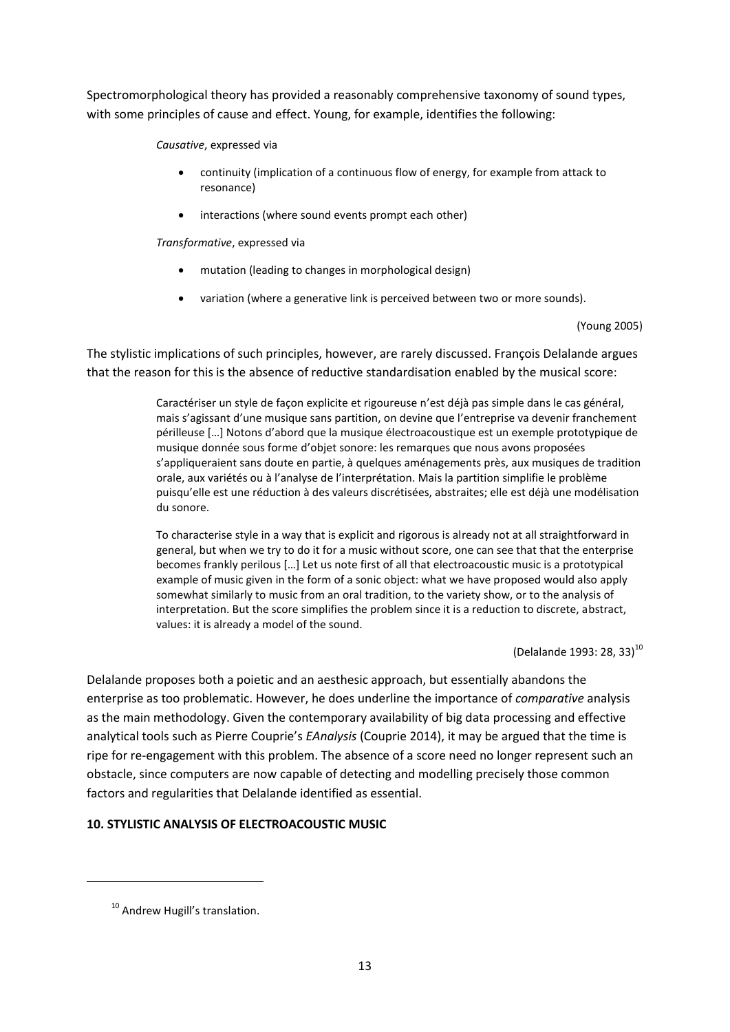Spectromorphological theory has provided a reasonably comprehensive taxonomy of sound types, with some principles of cause and effect. Young, for example, identifies the following:

> *Causative*, expressed via
>
> - continuity (implication of a continuous flow of energy, for example from attack to resonance)
> - interactions (where sound events prompt each other)
>
> *Transformative*, expressed via
>
> - mutation (leading to changes in morphological design)
> - variation (where a generative link is perceived between two or more sounds).
>
> (Young 2005)

The stylistic implications of such principles, however, are rarely discussed. François Delalande argues that the reason for this is the absence of reductive standardisation enabled by the musical score:

> Caractériser un style de façon explicite et rigoureuse n'est déjà pas simple dans le cas général, mais s'agissant d'une musique sans partition, on devine que l'entreprise va devenir franchement périlleuse […] Notons d'abord que la musique électroacoustique est un exemple prototypique de musique donnée sous forme d'objet sonore: les remarques que nous avons proposées s'appliqueraient sans doute en partie, à quelques aménagements près, aux musiques de tradition orale, aux variétés ou à l'analyse de l'interprétation. Mais la partition simplifie le problème puisqu'elle est une réduction à des valeurs discrétisées, abstraites; elle est déjà une modélisation du sonore.
>
> To characterise style in a way that is explicit and rigorous is already not at all straightforward in general, but when we try to do it for a music without score, one can see that that the enterprise becomes frankly perilous […] Let us note first of all that electroacoustic music is a prototypical example of music given in the form of a sonic object: what we have proposed would also apply somewhat similarly to music from an oral tradition, to the variety show, or to the analysis of interpretation. But the score simplifies the problem since it is a reduction to discrete, abstract, values: it is already a model of the sound.
>
> (Delalande 1993: 28, 33)[10]

Delalande proposes both a poietic and an aesthesic approach, but essentially abandons the enterprise as too problematic. However, he does underline the importance of *comparative* analysis as the main methodology. Given the contemporary availability of big data processing and effective analytical tools such as Pierre Couprie's *EAnalysis* (Couprie 2014), it may be argued that the time is ripe for re-engagement with this problem. The absence of a score need no longer represent such an obstacle, since computers are now capable of detecting and modelling precisely those common factors and regularities that Delalande identified as essential.

## 10. STYLISTIC ANALYSIS OF ELECTROACOUSTIC MUSIC

---

[10] Andrew Hugill's translation.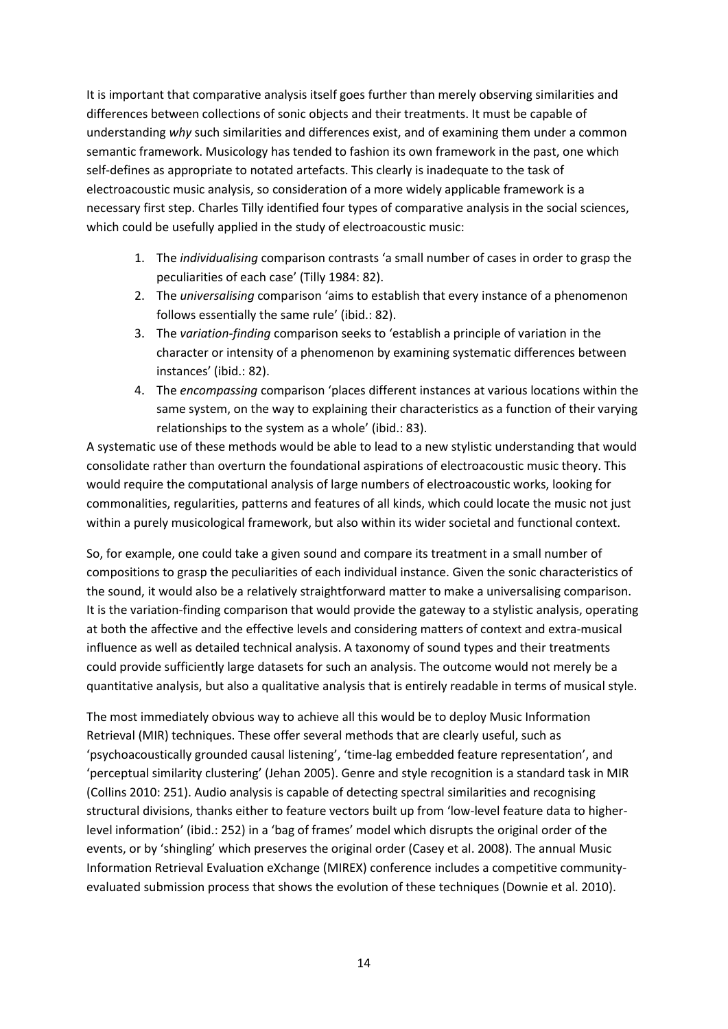It is important that comparative analysis itself goes further than merely observing similarities and differences between collections of sonic objects and their treatments. It must be capable of understanding *why* such similarities and differences exist, and of examining them under a common semantic framework. Musicology has tended to fashion its own framework in the past, one which self-defines as appropriate to notated artefacts. This clearly is inadequate to the task of electroacoustic music analysis, so consideration of a more widely applicable framework is a necessary first step. Charles Tilly identified four types of comparative analysis in the social sciences, which could be usefully applied in the study of electroacoustic music:

1. The *individualising* comparison contrasts 'a small number of cases in order to grasp the peculiarities of each case' (Tilly 1984: 82).
2. The *universalising* comparison 'aims to establish that every instance of a phenomenon follows essentially the same rule' (ibid.: 82).
3. The *variation-finding* comparison seeks to 'establish a principle of variation in the character or intensity of a phenomenon by examining systematic differences between instances' (ibid.: 82).
4. The *encompassing* comparison 'places different instances at various locations within the same system, on the way to explaining their characteristics as a function of their varying relationships to the system as a whole' (ibid.: 83).

A systematic use of these methods would be able to lead to a new stylistic understanding that would consolidate rather than overturn the foundational aspirations of electroacoustic music theory. This would require the computational analysis of large numbers of electroacoustic works, looking for commonalities, regularities, patterns and features of all kinds, which could locate the music not just within a purely musicological framework, but also within its wider societal and functional context.

So, for example, one could take a given sound and compare its treatment in a small number of compositions to grasp the peculiarities of each individual instance. Given the sonic characteristics of the sound, it would also be a relatively straightforward matter to make a universalising comparison. It is the variation-finding comparison that would provide the gateway to a stylistic analysis, operating at both the affective and the effective levels and considering matters of context and extra-musical influence as well as detailed technical analysis. A taxonomy of sound types and their treatments could provide sufficiently large datasets for such an analysis. The outcome would not merely be a quantitative analysis, but also a qualitative analysis that is entirely readable in terms of musical style.

The most immediately obvious way to achieve all this would be to deploy Music Information Retrieval (MIR) techniques. These offer several methods that are clearly useful, such as 'psychoacoustically grounded causal listening', 'time-lag embedded feature representation', and 'perceptual similarity clustering' (Jehan 2005). Genre and style recognition is a standard task in MIR (Collins 2010: 251). Audio analysis is capable of detecting spectral similarities and recognising structural divisions, thanks either to feature vectors built up from 'low-level feature data to higher-level information' (ibid.: 252) in a 'bag of frames' model which disrupts the original order of the events, or by 'shingling' which preserves the original order (Casey et al. 2008). The annual Music Information Retrieval Evaluation eXchange (MIREX) conference includes a competitive community-evaluated submission process that shows the evolution of these techniques (Downie et al. 2010).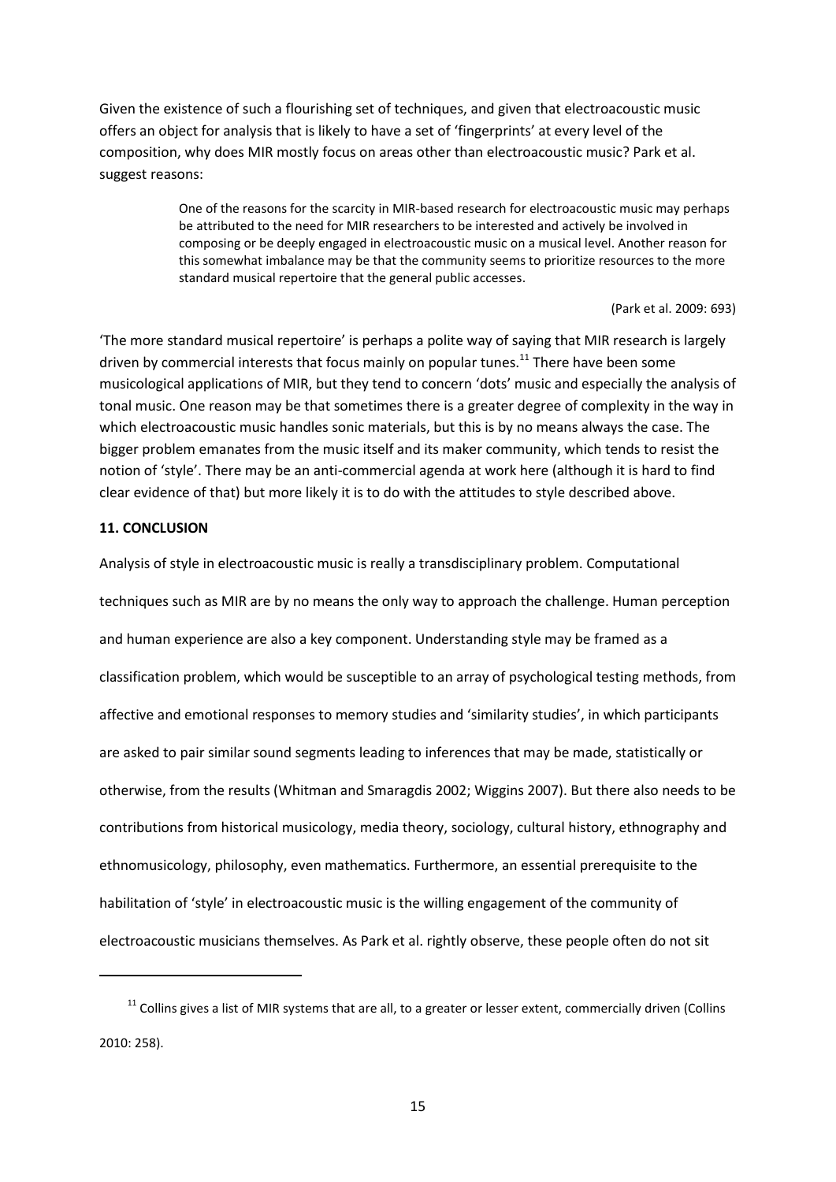Given the existence of such a flourishing set of techniques, and given that electroacoustic music offers an object for analysis that is likely to have a set of 'fingerprints' at every level of the composition, why does MIR mostly focus on areas other than electroacoustic music? Park et al. suggest reasons:

> One of the reasons for the scarcity in MIR-based research for electroacoustic music may perhaps be attributed to the need for MIR researchers to be interested and actively be involved in composing or be deeply engaged in electroacoustic music on a musical level. Another reason for this somewhat imbalance may be that the community seems to prioritize resources to the more standard musical repertoire that the general public accesses.
>
> (Park et al. 2009: 693)

'The more standard musical repertoire' is perhaps a polite way of saying that MIR research is largely driven by commercial interests that focus mainly on popular tunes.[11] There have been some musicological applications of MIR, but they tend to concern 'dots' music and especially the analysis of tonal music. One reason may be that sometimes there is a greater degree of complexity in the way in which electroacoustic music handles sonic materials, but this is by no means always the case. The bigger problem emanates from the music itself and its maker community, which tends to resist the notion of 'style'. There may be an anti-commercial agenda at work here (although it is hard to find clear evidence of that) but more likely it is to do with the attitudes to style described above.

**11. CONCLUSION**

Analysis of style in electroacoustic music is really a transdisciplinary problem. Computational techniques such as MIR are by no means the only way to approach the challenge. Human perception and human experience are also a key component. Understanding style may be framed as a classification problem, which would be susceptible to an array of psychological testing methods, from affective and emotional responses to memory studies and 'similarity studies', in which participants are asked to pair similar sound segments leading to inferences that may be made, statistically or otherwise, from the results (Whitman and Smaragdis 2002; Wiggins 2007). But there also needs to be contributions from historical musicology, media theory, sociology, cultural history, ethnography and ethnomusicology, philosophy, even mathematics. Furthermore, an essential prerequisite to the habilitation of 'style' in electroacoustic music is the willing engagement of the community of electroacoustic musicians themselves. As Park et al. rightly observe, these people often do not sit

[11] Collins gives a list of MIR systems that are all, to a greater or lesser extent, commercially driven (Collins 2010: 258).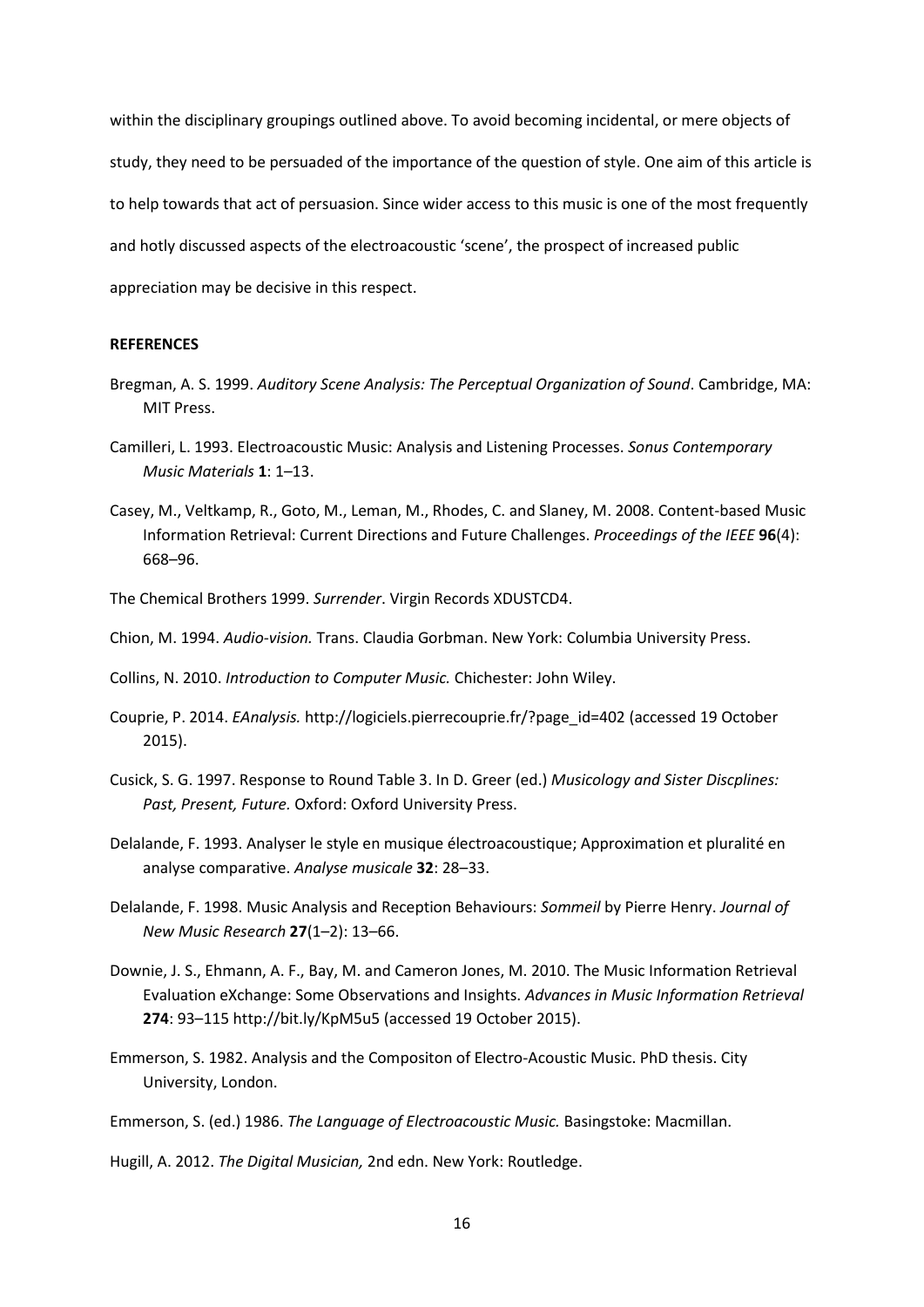within the disciplinary groupings outlined above. To avoid becoming incidental, or mere objects of study, they need to be persuaded of the importance of the question of style. One aim of this article is to help towards that act of persuasion. Since wider access to this music is one of the most frequently and hotly discussed aspects of the electroacoustic 'scene', the prospect of increased public appreciation may be decisive in this respect.

**REFERENCES**

Bregman, A. S. 1999. *Auditory Scene Analysis: The Perceptual Organization of Sound*. Cambridge, MA: MIT Press.

Camilleri, L. 1993. Electroacoustic Music: Analysis and Listening Processes. *Sonus Contemporary Music Materials* **1**: 1–13.

Casey, M., Veltkamp, R., Goto, M., Leman, M., Rhodes, C. and Slaney, M. 2008. Content-based Music Information Retrieval: Current Directions and Future Challenges. *Proceedings of the IEEE* **96**(4): 668–96.

The Chemical Brothers 1999. *Surrender*. Virgin Records XDUSTCD4.

Chion, M. 1994. *Audio-vision.* Trans. Claudia Gorbman. New York: Columbia University Press.

Collins, N. 2010. *Introduction to Computer Music.* Chichester: John Wiley.

Couprie, P. 2014. *EAnalysis.* http://logiciels.pierrecouprie.fr/?page_id=402 (accessed 19 October 2015).

Cusick, S. G. 1997. Response to Round Table 3. In D. Greer (ed.) *Musicology and Sister Discplines: Past, Present, Future.* Oxford: Oxford University Press.

Delalande, F. 1993. Analyser le style en musique électroacoustique; Approximation et pluralité en analyse comparative. *Analyse musicale* **32**: 28–33.

Delalande, F. 1998. Music Analysis and Reception Behaviours: *Sommeil* by Pierre Henry. *Journal of New Music Research* **27**(1–2): 13–66.

Downie, J. S., Ehmann, A. F., Bay, M. and Cameron Jones, M. 2010. The Music Information Retrieval Evaluation eXchange: Some Observations and Insights. *Advances in Music Information Retrieval* **274**: 93–115 http://bit.ly/KpM5u5 (accessed 19 October 2015).

Emmerson, S. 1982. Analysis and the Compositon of Electro-Acoustic Music. PhD thesis. City University, London.

Emmerson, S. (ed.) 1986. *The Language of Electroacoustic Music.* Basingstoke: Macmillan.

Hugill, A. 2012. *The Digital Musician,* 2nd edn. New York: Routledge.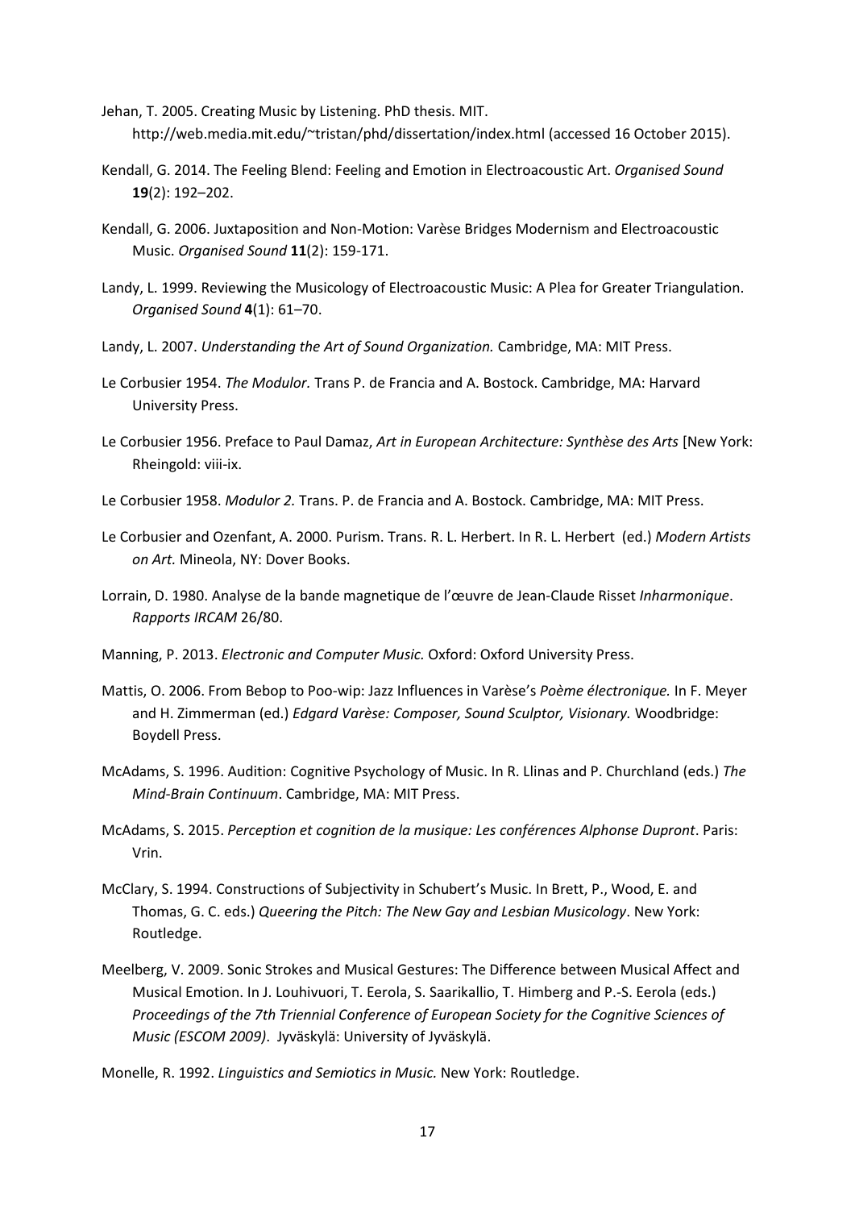Jehan, T. 2005. Creating Music by Listening. PhD thesis. MIT. http://web.media.mit.edu/~tristan/phd/dissertation/index.html (accessed 16 October 2015).

Kendall, G. 2014. The Feeling Blend: Feeling and Emotion in Electroacoustic Art. *Organised Sound* **19**(2): 192–202.

Kendall, G. 2006. Juxtaposition and Non-Motion: Varèse Bridges Modernism and Electroacoustic Music. *Organised Sound* **11**(2): 159-171.

Landy, L. 1999. Reviewing the Musicology of Electroacoustic Music: A Plea for Greater Triangulation. *Organised Sound* **4**(1): 61–70.

Landy, L. 2007. *Understanding the Art of Sound Organization.* Cambridge, MA: MIT Press.

Le Corbusier 1954. *The Modulor.* Trans P. de Francia and A. Bostock. Cambridge, MA: Harvard University Press.

Le Corbusier 1956. Preface to Paul Damaz, *Art in European Architecture: Synthèse des Arts* [New York: Rheingold: viii-ix.

Le Corbusier 1958. *Modulor 2.* Trans. P. de Francia and A. Bostock. Cambridge, MA: MIT Press.

Le Corbusier and Ozenfant, A. 2000. Purism. Trans. R. L. Herbert. In R. L. Herbert (ed.) *Modern Artists on Art.* Mineola, NY: Dover Books.

Lorrain, D. 1980. Analyse de la bande magnetique de l'œuvre de Jean-Claude Risset *Inharmonique*. *Rapports IRCAM* 26/80.

Manning, P. 2013. *Electronic and Computer Music.* Oxford: Oxford University Press.

Mattis, O. 2006. From Bebop to Poo-wip: Jazz Influences in Varèse's *Poème électronique.* In F. Meyer and H. Zimmerman (ed.) *Edgard Varèse: Composer, Sound Sculptor, Visionary.* Woodbridge: Boydell Press.

McAdams, S. 1996. Audition: Cognitive Psychology of Music. In R. Llinas and P. Churchland (eds.) *The Mind-Brain Continuum*. Cambridge, MA: MIT Press.

McAdams, S. 2015. *Perception et cognition de la musique: Les conférences Alphonse Dupront*. Paris: Vrin.

McClary, S. 1994. Constructions of Subjectivity in Schubert's Music. In Brett, P., Wood, E. and Thomas, G. C. eds.) *Queering the Pitch: The New Gay and Lesbian Musicology*. New York: Routledge.

Meelberg, V. 2009. Sonic Strokes and Musical Gestures: The Difference between Musical Affect and Musical Emotion. In J. Louhivuori, T. Eerola, S. Saarikallio, T. Himberg and P.-S. Eerola (eds.) *Proceedings of the 7th Triennial Conference of European Society for the Cognitive Sciences of Music (ESCOM 2009)*. Jyväskylä: University of Jyväskylä.

Monelle, R. 1992. *Linguistics and Semiotics in Music.* New York: Routledge.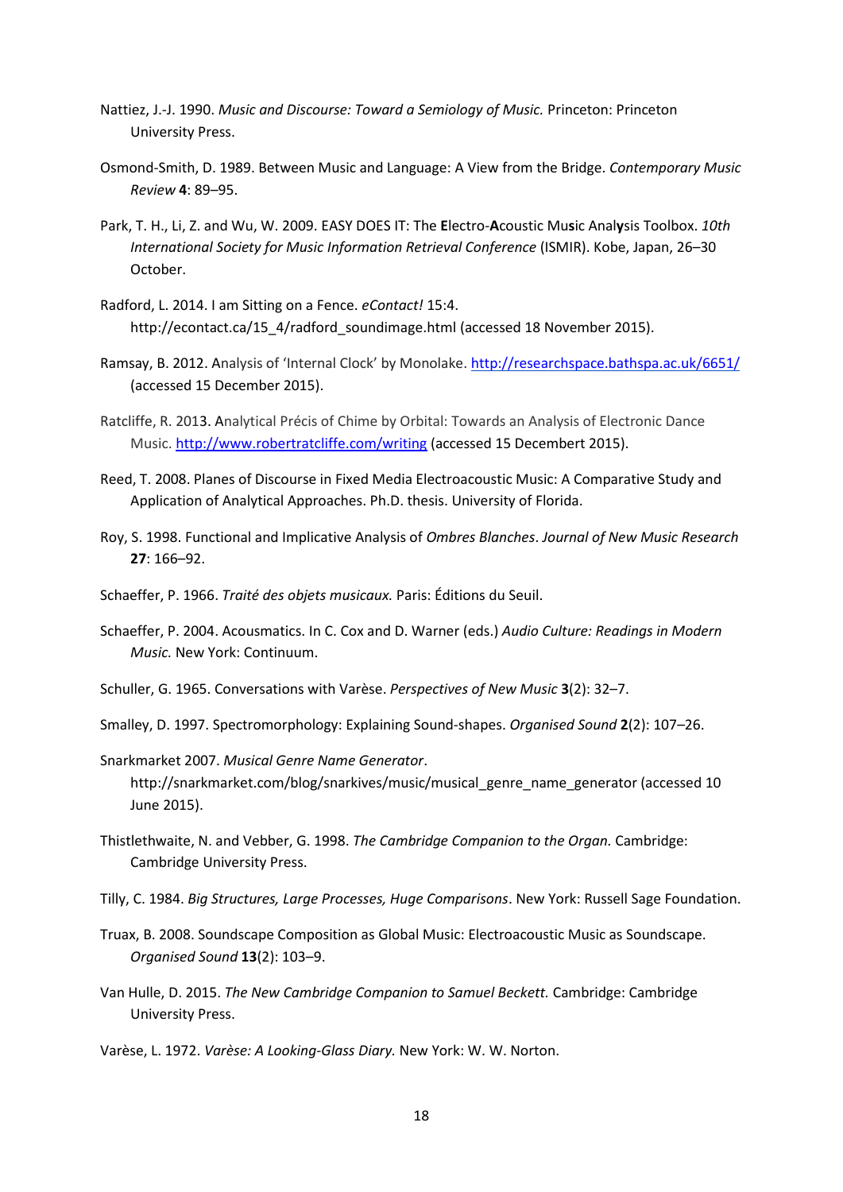Nattiez, J.-J. 1990. *Music and Discourse: Toward a Semiology of Music.* Princeton: Princeton University Press.

Osmond-Smith, D. 1989. Between Music and Language: A View from the Bridge. *Contemporary Music Review* **4**: 89–95.

Park, T. H., Li, Z. and Wu, W. 2009. EASY DOES IT: The **E**lectro-**A**coustic Mu**s**ic Anal**y**sis Toolbox. *10th International Society for Music Information Retrieval Conference* (ISMIR). Kobe, Japan, 26–30 October.

Radford, L. 2014. I am Sitting on a Fence. *eContact!* 15:4. http://econtact.ca/15_4/radford_soundimage.html (accessed 18 November 2015).

Ramsay, B. 2012. Analysis of 'Internal Clock' by Monolake. http://researchspace.bathspa.ac.uk/6651/ (accessed 15 December 2015).

Ratcliffe, R. 2013. Analytical Précis of Chime by Orbital: Towards an Analysis of Electronic Dance Music. http://www.robertratcliffe.com/writing (accessed 15 Decembert 2015).

Reed, T. 2008. Planes of Discourse in Fixed Media Electroacoustic Music: A Comparative Study and Application of Analytical Approaches. Ph.D. thesis. University of Florida.

Roy, S. 1998. Functional and Implicative Analysis of *Ombres Blanches*. *Journal of New Music Research* **27**: 166–92.

Schaeffer, P. 1966. *Traité des objets musicaux.* Paris: Éditions du Seuil.

Schaeffer, P. 2004. Acousmatics. In C. Cox and D. Warner (eds.) *Audio Culture: Readings in Modern Music.* New York: Continuum.

Schuller, G. 1965. Conversations with Varèse. *Perspectives of New Music* **3**(2): 32–7.

Smalley, D. 1997. Spectromorphology: Explaining Sound-shapes. *Organised Sound* **2**(2): 107–26.

Snarkmarket 2007. *Musical Genre Name Generator*. http://snarkmarket.com/blog/snarkives/music/musical_genre_name_generator (accessed 10 June 2015).

Thistlethwaite, N. and Vebber, G. 1998. *The Cambridge Companion to the Organ.* Cambridge: Cambridge University Press.

Tilly, C. 1984. *Big Structures, Large Processes, Huge Comparisons*. New York: Russell Sage Foundation.

Truax, B. 2008. Soundscape Composition as Global Music: Electroacoustic Music as Soundscape. *Organised Sound* **13**(2): 103–9.

Van Hulle, D. 2015. *The New Cambridge Companion to Samuel Beckett.* Cambridge: Cambridge University Press.

Varèse, L. 1972. *Varèse: A Looking-Glass Diary.* New York: W. W. Norton.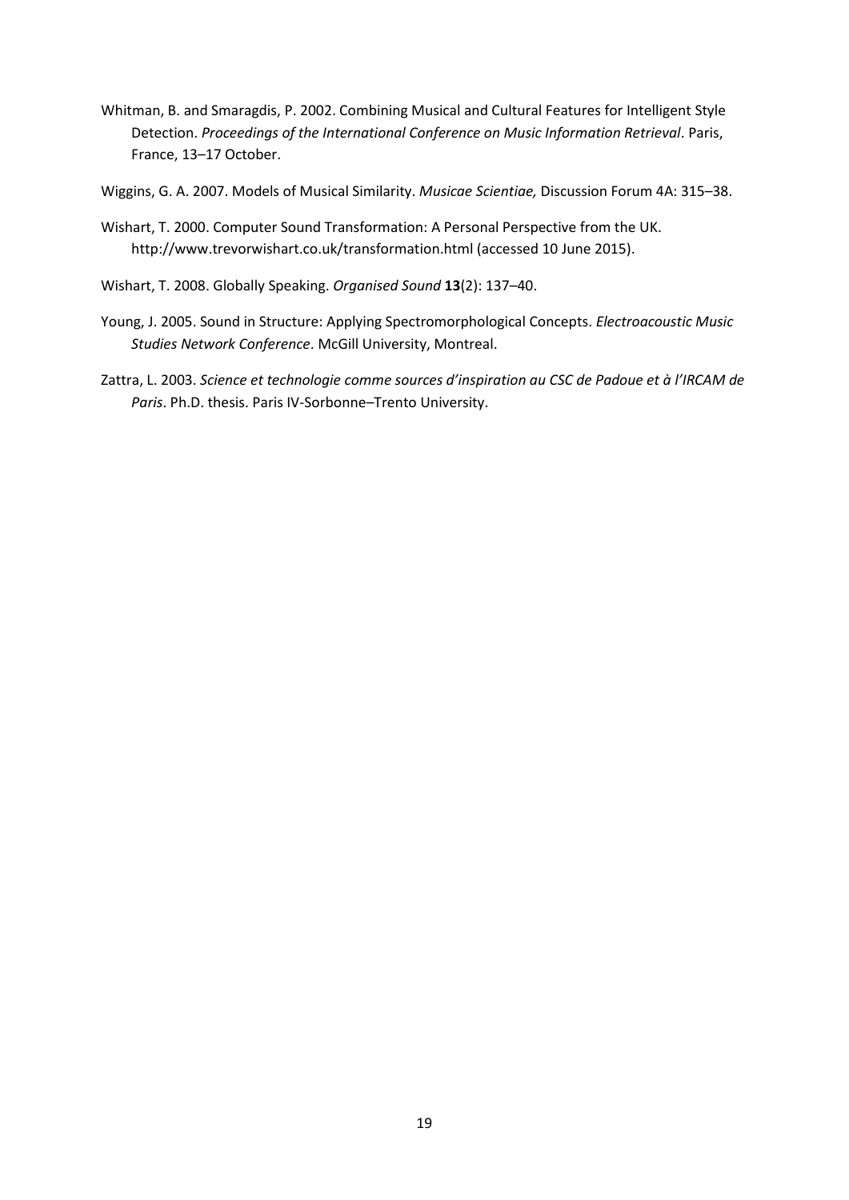Whitman, B. and Smaragdis, P. 2002. Combining Musical and Cultural Features for Intelligent Style Detection. *Proceedings of the International Conference on Music Information Retrieval*. Paris, France, 13–17 October.

Wiggins, G. A. 2007. Models of Musical Similarity. *Musicae Scientiae,* Discussion Forum 4A: 315–38.

Wishart, T. 2000. Computer Sound Transformation: A Personal Perspective from the UK. http://www.trevorwishart.co.uk/transformation.html (accessed 10 June 2015).

Wishart, T. 2008. Globally Speaking. *Organised Sound* **13**(2): 137–40.

Young, J. 2005. Sound in Structure: Applying Spectromorphological Concepts. *Electroacoustic Music Studies Network Conference*. McGill University, Montreal.

Zattra, L. 2003. *Science et technologie comme sources d'inspiration au CSC de Padoue et à l'IRCAM de Paris*. Ph.D. thesis. Paris IV-Sorbonne–Trento University.